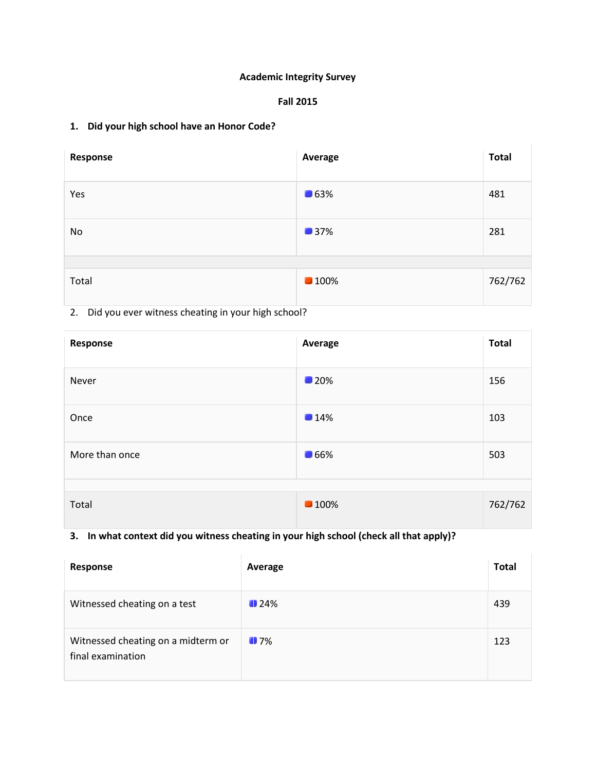**Academic Integrity Survey**

**Fall 2015**

**1. Did your high school have an Honor Code?**

| Response | Average | Total |
|---|---|---|
| Yes | 63% | 481 |
| No | 37% | 281 |
| | | |
| Total | 100% | 762/762 |

2. Did you ever witness cheating in your high school?

| Response | Average | Total |
|---|---|---|
| Never | 20% | 156 |
| Once | 14% | 103 |
| More than once | 66% | 503 |
| | | |
| Total | 100% | 762/762 |

**3. In what context did you witness cheating in your high school (check all that apply)?**

| Response | Average | Total |
|---|---|---|
| Witnessed cheating on a test | 24% | 439 |
| Witnessed cheating on a midterm or final examination | 7% | 123 |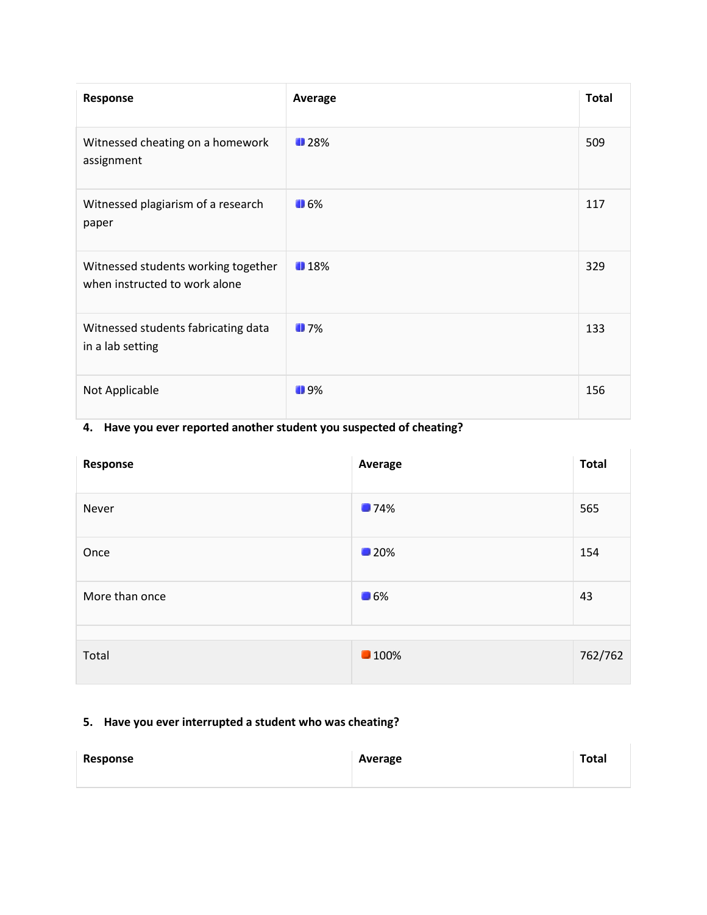| Response | Average | Total |
| --- | --- | --- |
| Witnessed cheating on a homework assignment | 28% | 509 |
| Witnessed plagiarism of a research paper | 6% | 117 |
| Witnessed students working together when instructed to work alone | 18% | 329 |
| Witnessed students fabricating data in a lab setting | 7% | 133 |
| Not Applicable | 9% | 156 |

**4. Have you ever reported another student you suspected of cheating?**

| Response | Average | Total |
| --- | --- | --- |
| Never | 74% | 565 |
| Once | 20% | 154 |
| More than once | 6% | 43 |
| | | |
| Total | 100% | 762/762 |

**5. Have you ever interrupted a student who was cheating?**

| Response | Average | Total |
| --- | --- | --- |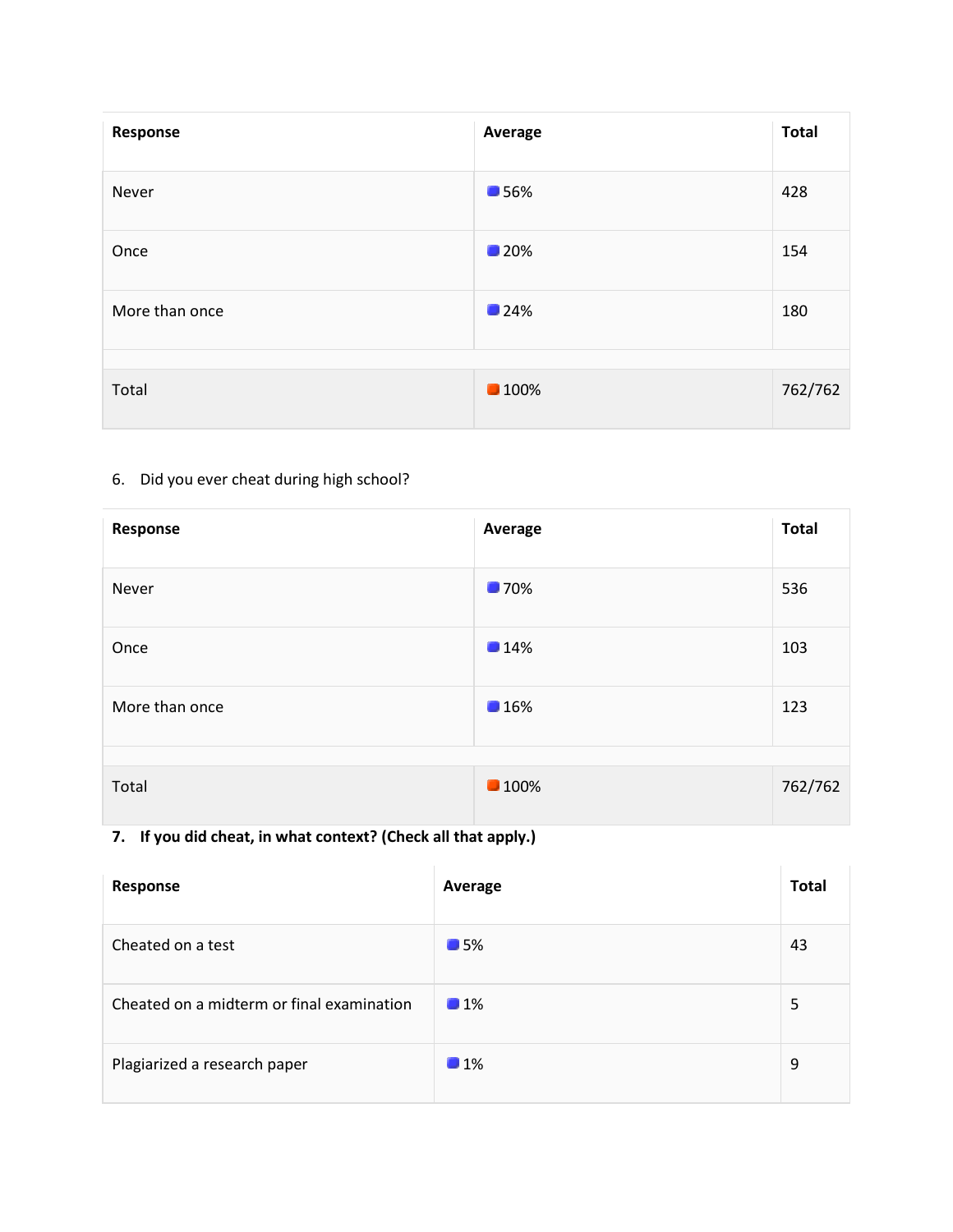| Response | Average | Total |
|---|---|---|
| Never | 56% | 428 |
| Once | 20% | 154 |
| More than once | 24% | 180 |
| | | |
| Total | 100% | 762/762 |

6. Did you ever cheat during high school?

| Response | Average | Total |
|---|---|---|
| Never | 70% | 536 |
| Once | 14% | 103 |
| More than once | 16% | 123 |
| | | |
| Total | 100% | 762/762 |

**7. If you did cheat, in what context? (Check all that apply.)**

| Response | Average | Total |
|---|---|---|
| Cheated on a test | 5% | 43 |
| Cheated on a midterm or final examination | 1% | 5 |
| Plagiarized a research paper | 1% | 9 |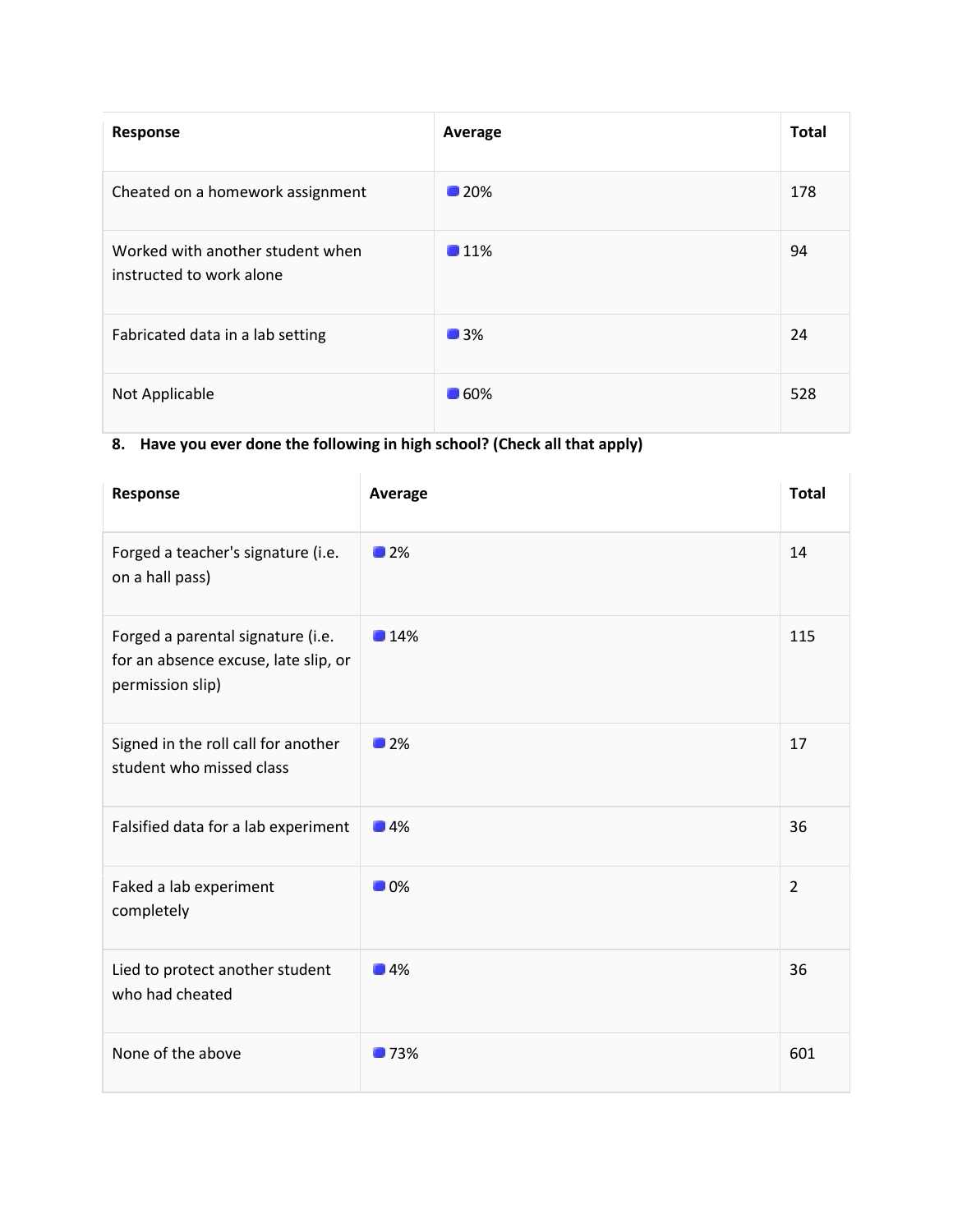| Response | Average | Total |
|---|---|---|
| Cheated on a homework assignment | 20% | 178 |
| Worked with another student when instructed to work alone | 11% | 94 |
| Fabricated data in a lab setting | 3% | 24 |
| Not Applicable | 60% | 528 |

**8. Have you ever done the following in high school? (Check all that apply)**

| Response | Average | Total |
|---|---|---|
| Forged a teacher's signature (i.e. on a hall pass) | 2% | 14 |
| Forged a parental signature (i.e. for an absence excuse, late slip, or permission slip) | 14% | 115 |
| Signed in the roll call for another student who missed class | 2% | 17 |
| Falsified data for a lab experiment | 4% | 36 |
| Faked a lab experiment completely | 0% | 2 |
| Lied to protect another student who had cheated | 4% | 36 |
| None of the above | 73% | 601 |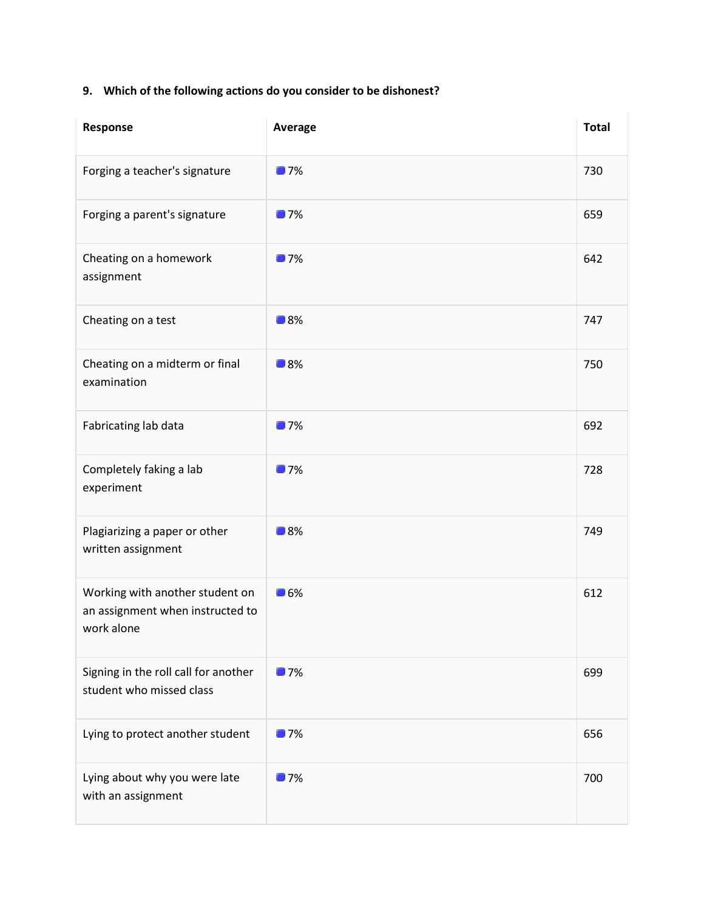9. **Which of the following actions do you consider to be dishonest?**

| Response | Average | Total |
|---|---|---|
| Forging a teacher's signature | 7% | 730 |
| Forging a parent's signature | 7% | 659 |
| Cheating on a homework assignment | 7% | 642 |
| Cheating on a test | 8% | 747 |
| Cheating on a midterm or final examination | 8% | 750 |
| Fabricating lab data | 7% | 692 |
| Completely faking a lab experiment | 7% | 728 |
| Plagiarizing a paper or other written assignment | 8% | 749 |
| Working with another student on an assignment when instructed to work alone | 6% | 612 |
| Signing in the roll call for another student who missed class | 7% | 699 |
| Lying to protect another student | 7% | 656 |
| Lying about why you were late with an assignment | 7% | 700 |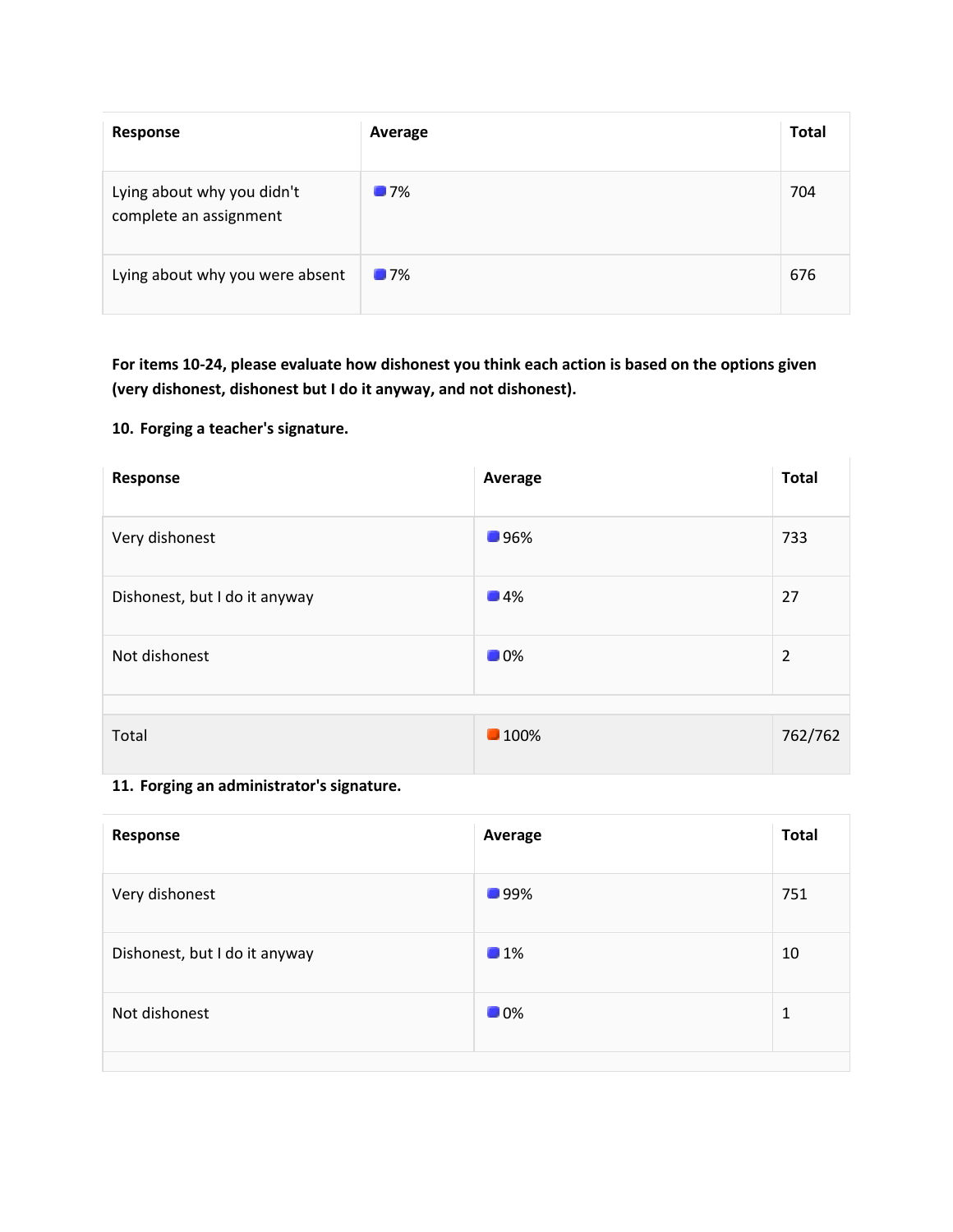| Response | Average | Total |
|---|---|---|
| Lying about why you didn't complete an assignment | 7% | 704 |
| Lying about why you were absent | 7% | 676 |

**For items 10-24, please evaluate how dishonest you think each action is based on the options given (very dishonest, dishonest but I do it anyway, and not dishonest).**

**10. Forging a teacher's signature.**

| Response | Average | Total |
|---|---|---|
| Very dishonest | 96% | 733 |
| Dishonest, but I do it anyway | 4% | 27 |
| Not dishonest | 0% | 2 |
| | | |
| Total | 100% | 762/762 |

**11. Forging an administrator's signature.**

| Response | Average | Total |
|---|---|---|
| Very dishonest | 99% | 751 |
| Dishonest, but I do it anyway | 1% | 10 |
| Not dishonest | 0% | 1 |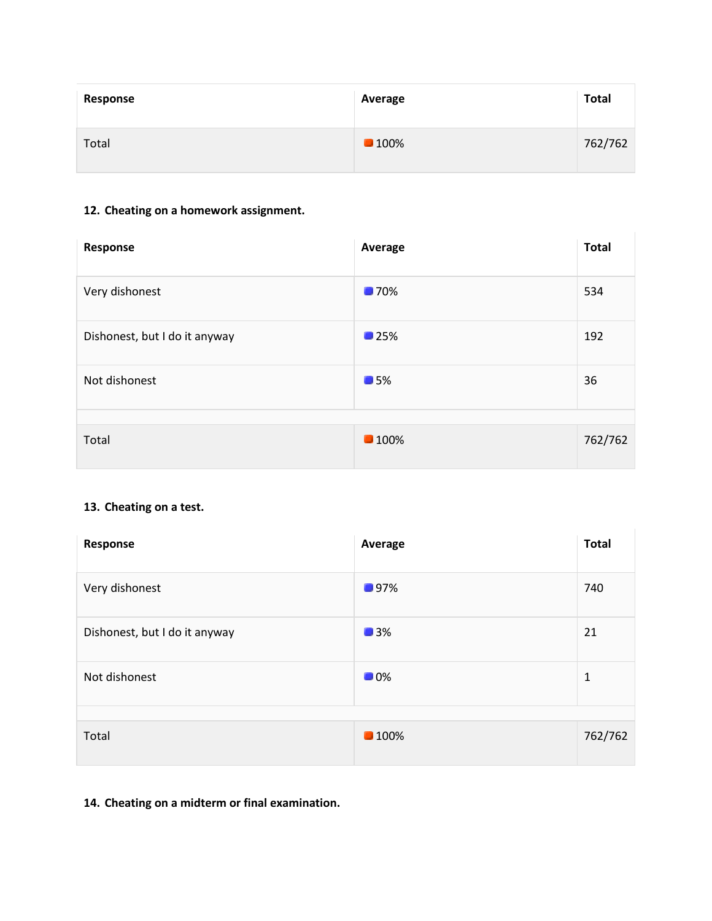| Response | Average | Total |
| --- | --- | --- |
| Total | 100% | 762/762 |

**12. Cheating on a homework assignment.**

| Response | Average | Total |
| --- | --- | --- |
| Very dishonest | 70% | 534 |
| Dishonest, but I do it anyway | 25% | 192 |
| Not dishonest | 5% | 36 |
| | | |
| Total | 100% | 762/762 |

**13. Cheating on a test.**

| Response | Average | Total |
| --- | --- | --- |
| Very dishonest | 97% | 740 |
| Dishonest, but I do it anyway | 3% | 21 |
| Not dishonest | 0% | 1 |
| | | |
| Total | 100% | 762/762 |

**14. Cheating on a midterm or final examination.**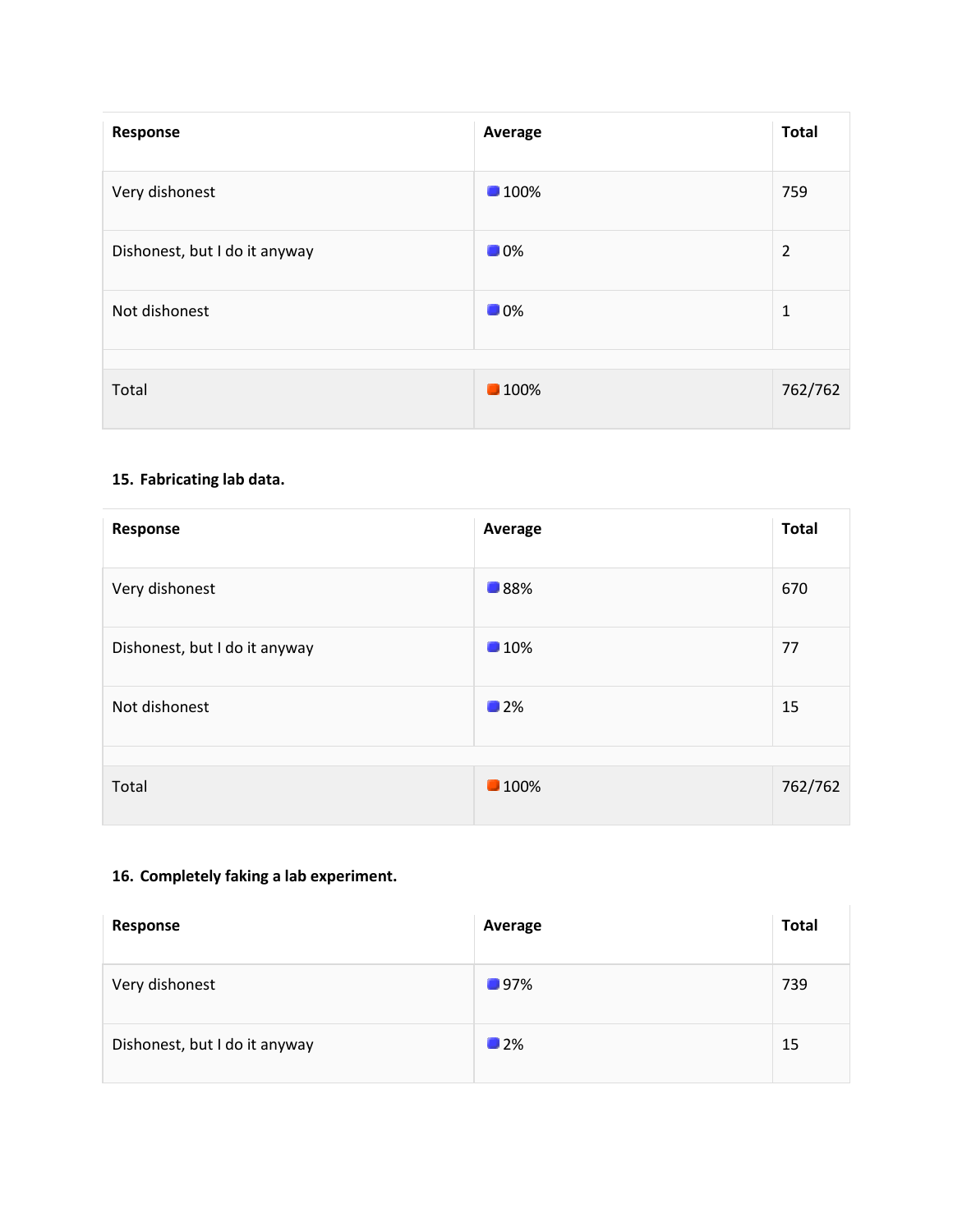| Response | Average | Total |
|---|---|---|
| Very dishonest | 100% | 759 |
| Dishonest, but I do it anyway | 0% | 2 |
| Not dishonest | 0% | 1 |
| | | |
| Total | 100% | 762/762 |

**15. Fabricating lab data.**

| Response | Average | Total |
|---|---|---|
| Very dishonest | 88% | 670 |
| Dishonest, but I do it anyway | 10% | 77 |
| Not dishonest | 2% | 15 |
| | | |
| Total | 100% | 762/762 |

**16. Completely faking a lab experiment.**

| Response | Average | Total |
|---|---|---|
| Very dishonest | 97% | 739 |
| Dishonest, but I do it anyway | 2% | 15 |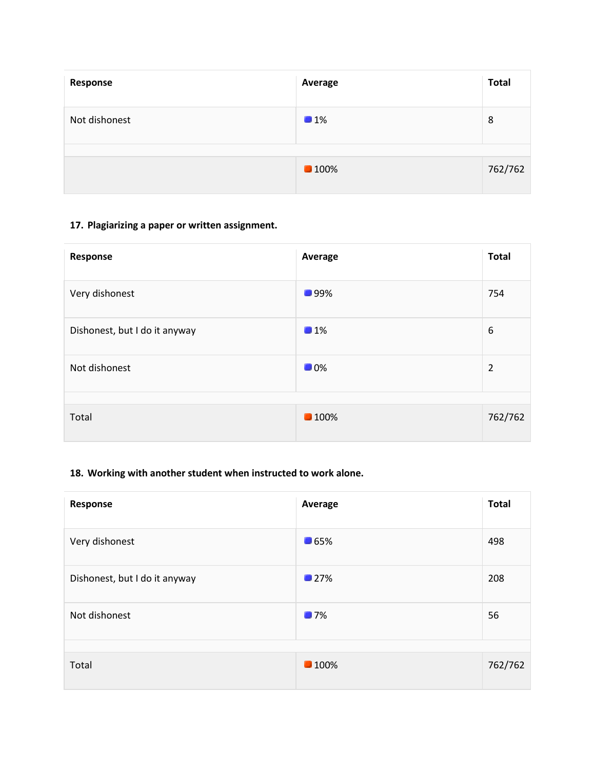| Response | Average | Total |
|---|---|---|
| Not dishonest | 1% | 8 |
| | | |
| | 100% | 762/762 |

**17. Plagiarizing a paper or written assignment.**

| Response | Average | Total |
|---|---|---|
| Very dishonest | 99% | 754 |
| Dishonest, but I do it anyway | 1% | 6 |
| Not dishonest | 0% | 2 |
| | | |
| Total | 100% | 762/762 |

**18. Working with another student when instructed to work alone.**

| Response | Average | Total |
|---|---|---|
| Very dishonest | 65% | 498 |
| Dishonest, but I do it anyway | 27% | 208 |
| Not dishonest | 7% | 56 |
| | | |
| Total | 100% | 762/762 |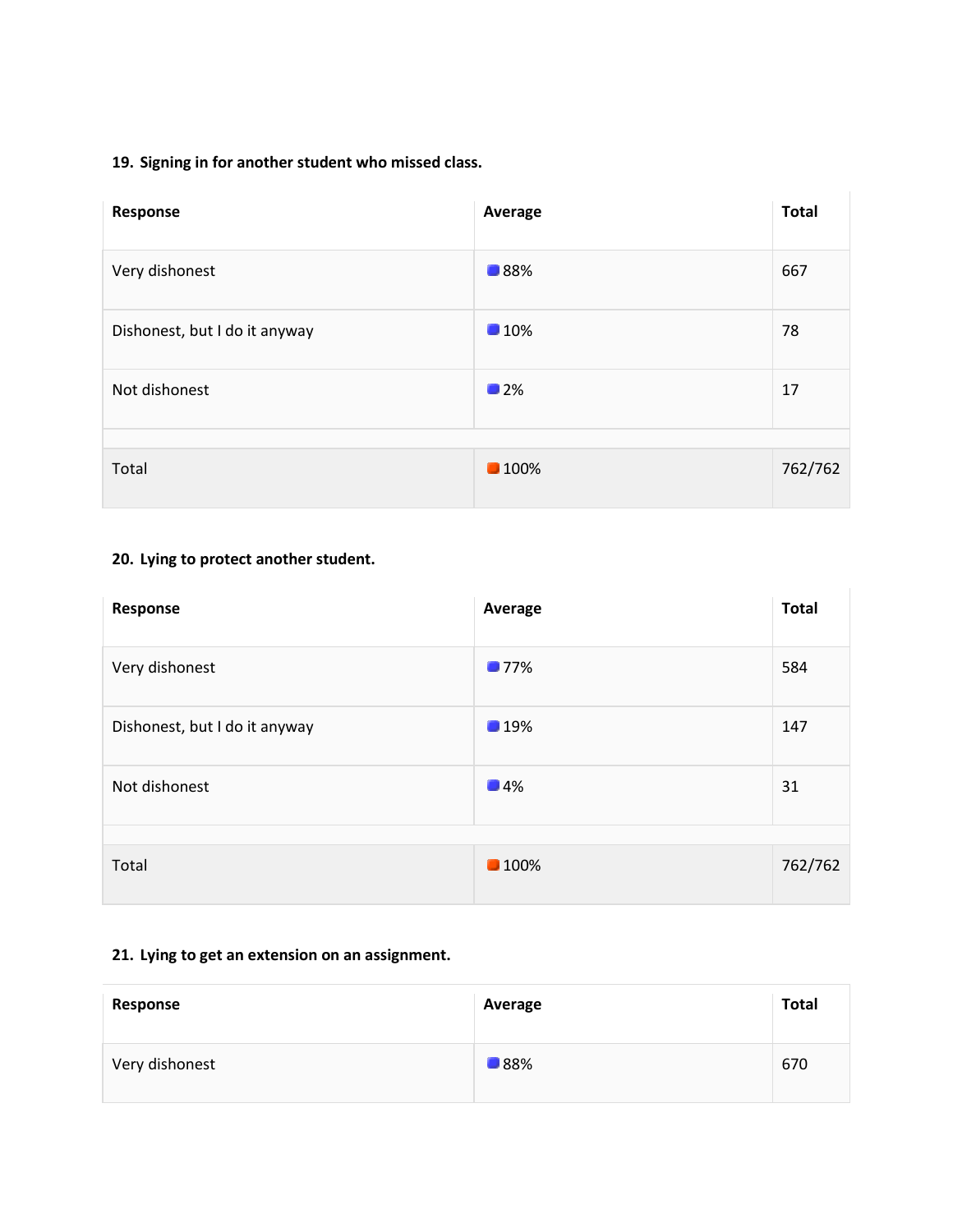**19. Signing in for another student who missed class.**

| Response | Average | Total |
|---|---|---|
| Very dishonest | 88% | 667 |
| Dishonest, but I do it anyway | 10% | 78 |
| Not dishonest | 2% | 17 |
| Total | 100% | 762/762 |

**20. Lying to protect another student.**

| Response | Average | Total |
|---|---|---|
| Very dishonest | 77% | 584 |
| Dishonest, but I do it anyway | 19% | 147 |
| Not dishonest | 4% | 31 |
| Total | 100% | 762/762 |

**21. Lying to get an extension on an assignment.**

| Response | Average | Total |
|---|---|---|
| Very dishonest | 88% | 670 |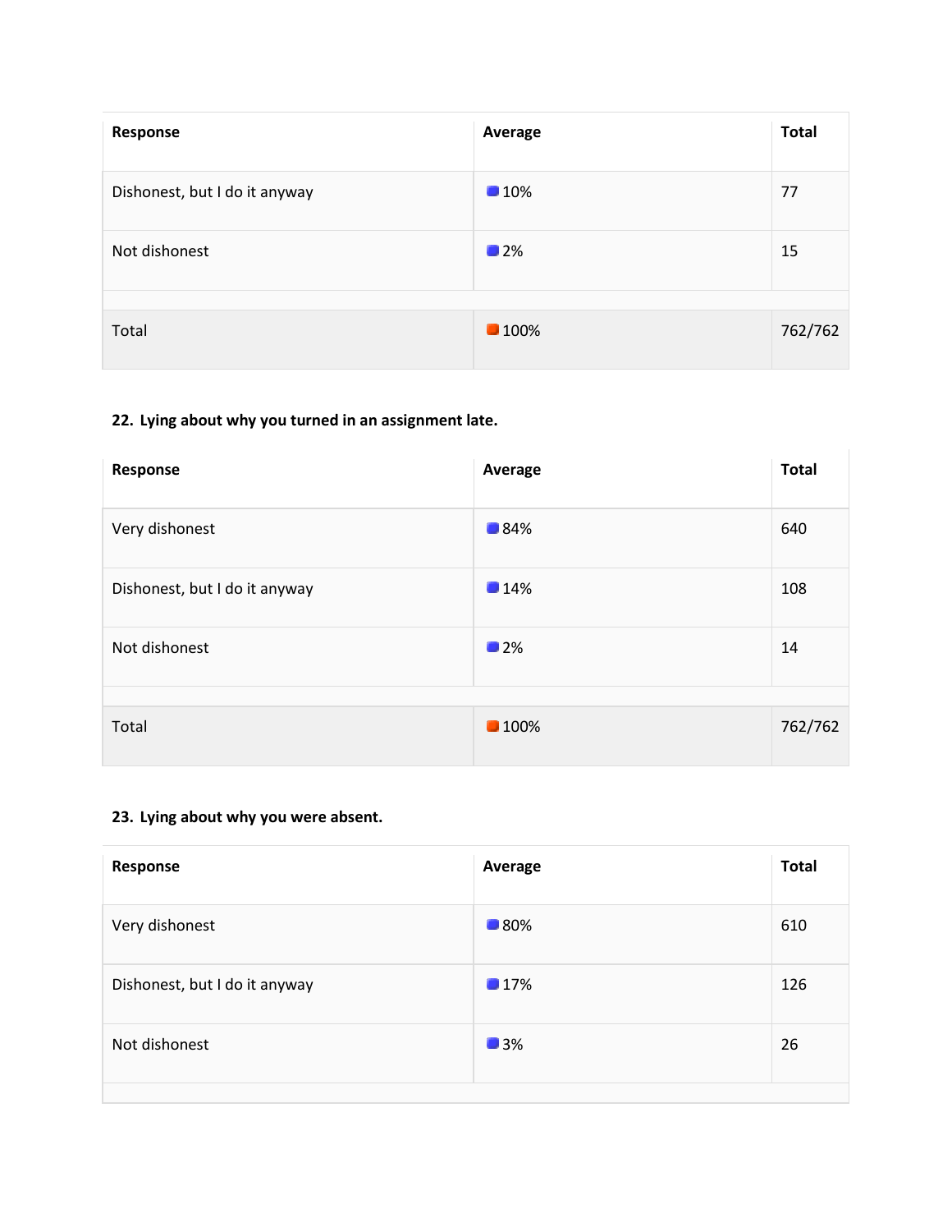| Response | Average | Total |
| --- | --- | --- |
| Dishonest, but I do it anyway | 10% | 77 |
| Not dishonest | 2% | 15 |
| Total | 100% | 762/762 |

**22. Lying about why you turned in an assignment late.**

| Response | Average | Total |
| --- | --- | --- |
| Very dishonest | 84% | 640 |
| Dishonest, but I do it anyway | 14% | 108 |
| Not dishonest | 2% | 14 |
| Total | 100% | 762/762 |

**23. Lying about why you were absent.**

| Response | Average | Total |
| --- | --- | --- |
| Very dishonest | 80% | 610 |
| Dishonest, but I do it anyway | 17% | 126 |
| Not dishonest | 3% | 26 |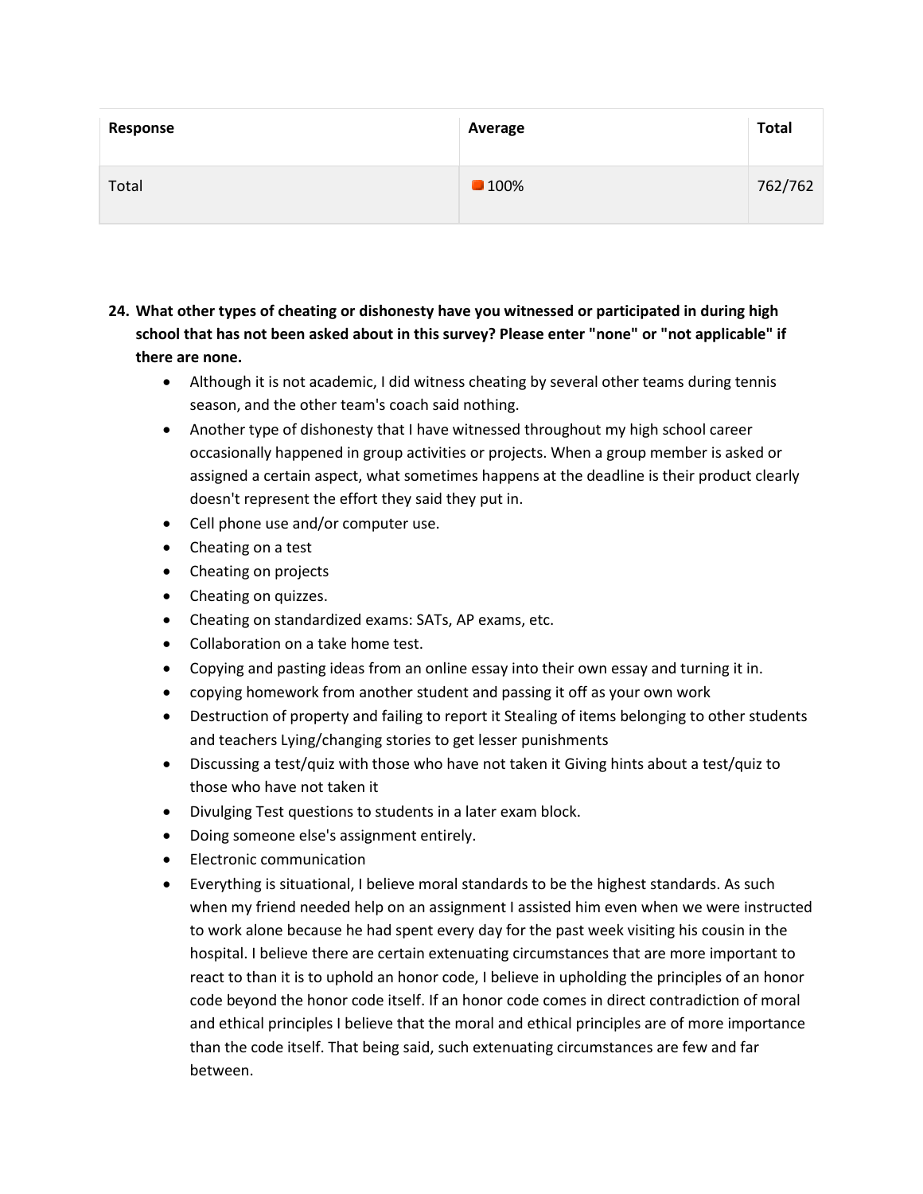| Response | Average | Total |
|---|---|---|
| Total | 100% | 762/762 |

**24. What other types of cheating or dishonesty have you witnessed or participated in during high school that has not been asked about in this survey? Please enter "none" or "not applicable" if there are none.**

- Although it is not academic, I did witness cheating by several other teams during tennis season, and the other team's coach said nothing.
- Another type of dishonesty that I have witnessed throughout my high school career occasionally happened in group activities or projects. When a group member is asked or assigned a certain aspect, what sometimes happens at the deadline is their product clearly doesn't represent the effort they said they put in.
- Cell phone use and/or computer use.
- Cheating on a test
- Cheating on projects
- Cheating on quizzes.
- Cheating on standardized exams: SATs, AP exams, etc.
- Collaboration on a take home test.
- Copying and pasting ideas from an online essay into their own essay and turning it in.
- copying homework from another student and passing it off as your own work
- Destruction of property and failing to report it Stealing of items belonging to other students and teachers Lying/changing stories to get lesser punishments
- Discussing a test/quiz with those who have not taken it Giving hints about a test/quiz to those who have not taken it
- Divulging Test questions to students in a later exam block.
- Doing someone else's assignment entirely.
- Electronic communication
- Everything is situational, I believe moral standards to be the highest standards. As such when my friend needed help on an assignment I assisted him even when we were instructed to work alone because he had spent every day for the past week visiting his cousin in the hospital. I believe there are certain extenuating circumstances that are more important to react to than it is to uphold an honor code, I believe in upholding the principles of an honor code beyond the honor code itself. If an honor code comes in direct contradiction of moral and ethical principles I believe that the moral and ethical principles are of more importance than the code itself. That being said, such extenuating circumstances are few and far between.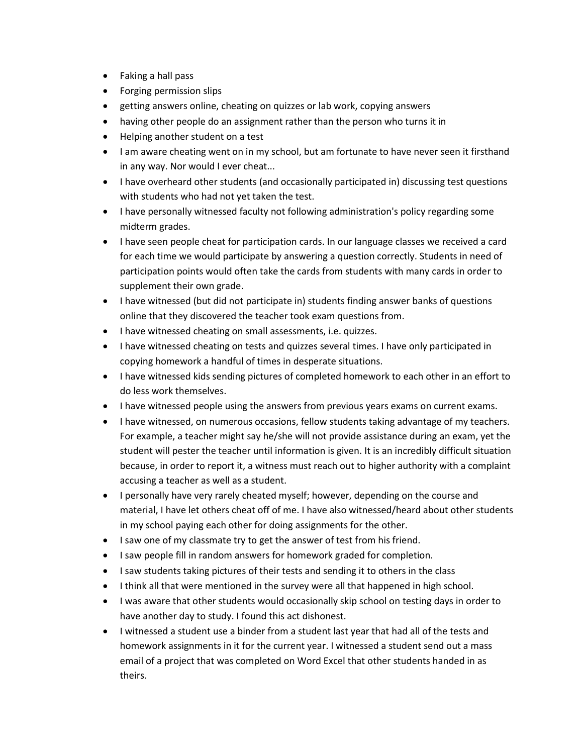- Faking a hall pass
- Forging permission slips
- getting answers online, cheating on quizzes or lab work, copying answers
- having other people do an assignment rather than the person who turns it in
- Helping another student on a test
- I am aware cheating went on in my school, but am fortunate to have never seen it firsthand in any way. Nor would I ever cheat...
- I have overheard other students (and occasionally participated in) discussing test questions with students who had not yet taken the test.
- I have personally witnessed faculty not following administration's policy regarding some midterm grades.
- I have seen people cheat for participation cards. In our language classes we received a card for each time we would participate by answering a question correctly. Students in need of participation points would often take the cards from students with many cards in order to supplement their own grade.
- I have witnessed (but did not participate in) students finding answer banks of questions online that they discovered the teacher took exam questions from.
- I have witnessed cheating on small assessments, i.e. quizzes.
- I have witnessed cheating on tests and quizzes several times. I have only participated in copying homework a handful of times in desperate situations.
- I have witnessed kids sending pictures of completed homework to each other in an effort to do less work themselves.
- I have witnessed people using the answers from previous years exams on current exams.
- I have witnessed, on numerous occasions, fellow students taking advantage of my teachers. For example, a teacher might say he/she will not provide assistance during an exam, yet the student will pester the teacher until information is given. It is an incredibly difficult situation because, in order to report it, a witness must reach out to higher authority with a complaint accusing a teacher as well as a student.
- I personally have very rarely cheated myself; however, depending on the course and material, I have let others cheat off of me. I have also witnessed/heard about other students in my school paying each other for doing assignments for the other.
- I saw one of my classmate try to get the answer of test from his friend.
- I saw people fill in random answers for homework graded for completion.
- I saw students taking pictures of their tests and sending it to others in the class
- I think all that were mentioned in the survey were all that happened in high school.
- I was aware that other students would occasionally skip school on testing days in order to have another day to study. I found this act dishonest.
- I witnessed a student use a binder from a student last year that had all of the tests and homework assignments in it for the current year. I witnessed a student send out a mass email of a project that was completed on Word Excel that other students handed in as theirs.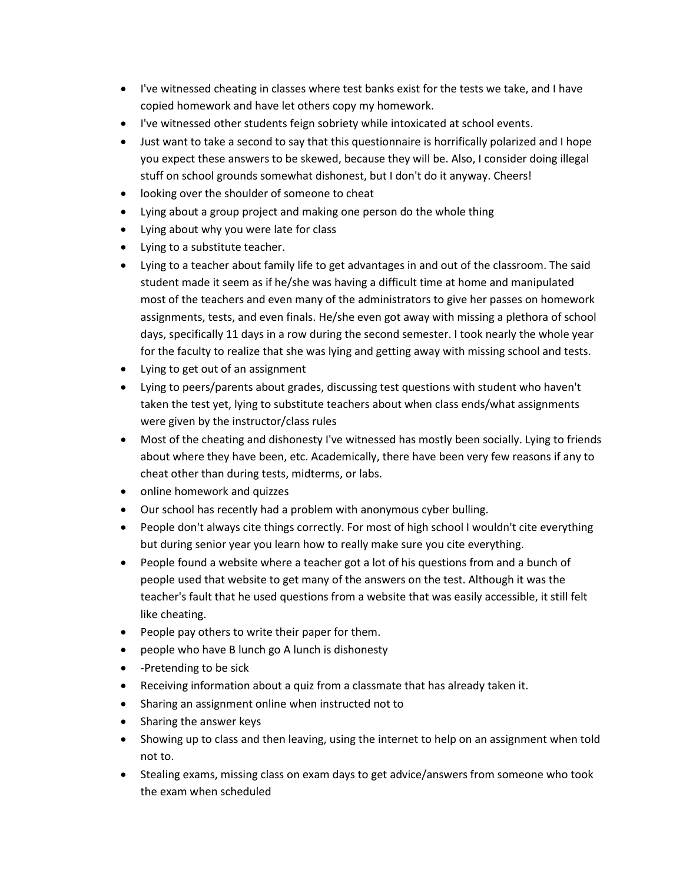- I've witnessed cheating in classes where test banks exist for the tests we take, and I have copied homework and have let others copy my homework.
- I've witnessed other students feign sobriety while intoxicated at school events.
- Just want to take a second to say that this questionnaire is horrifically polarized and I hope you expect these answers to be skewed, because they will be. Also, I consider doing illegal stuff on school grounds somewhat dishonest, but I don't do it anyway. Cheers!
- looking over the shoulder of someone to cheat
- Lying about a group project and making one person do the whole thing
- Lying about why you were late for class
- Lying to a substitute teacher.
- Lying to a teacher about family life to get advantages in and out of the classroom. The said student made it seem as if he/she was having a difficult time at home and manipulated most of the teachers and even many of the administrators to give her passes on homework assignments, tests, and even finals. He/she even got away with missing a plethora of school days, specifically 11 days in a row during the second semester. I took nearly the whole year for the faculty to realize that she was lying and getting away with missing school and tests.
- Lying to get out of an assignment
- Lying to peers/parents about grades, discussing test questions with student who haven't taken the test yet, lying to substitute teachers about when class ends/what assignments were given by the instructor/class rules
- Most of the cheating and dishonesty I've witnessed has mostly been socially. Lying to friends about where they have been, etc. Academically, there have been very few reasons if any to cheat other than during tests, midterms, or labs.
- online homework and quizzes
- Our school has recently had a problem with anonymous cyber bulling.
- People don't always cite things correctly. For most of high school I wouldn't cite everything but during senior year you learn how to really make sure you cite everything.
- People found a website where a teacher got a lot of his questions from and a bunch of people used that website to get many of the answers on the test. Although it was the teacher's fault that he used questions from a website that was easily accessible, it still felt like cheating.
- People pay others to write their paper for them.
- people who have B lunch go A lunch is dishonesty
- -Pretending to be sick
- Receiving information about a quiz from a classmate that has already taken it.
- Sharing an assignment online when instructed not to
- Sharing the answer keys
- Showing up to class and then leaving, using the internet to help on an assignment when told not to.
- Stealing exams, missing class on exam days to get advice/answers from someone who took the exam when scheduled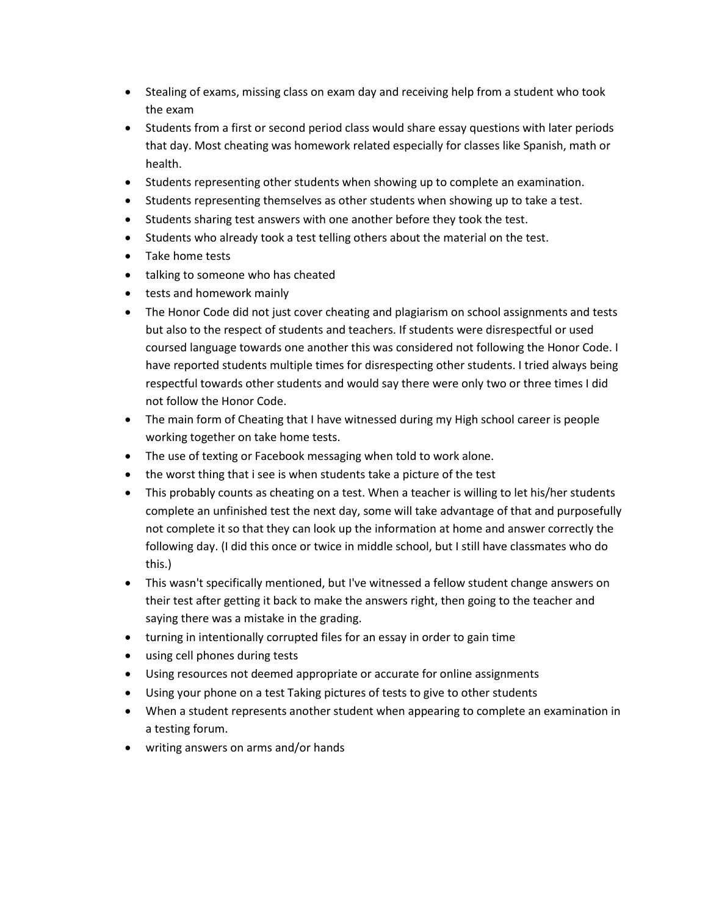- Stealing of exams, missing class on exam day and receiving help from a student who took the exam
- Students from a first or second period class would share essay questions with later periods that day. Most cheating was homework related especially for classes like Spanish, math or health.
- Students representing other students when showing up to complete an examination.
- Students representing themselves as other students when showing up to take a test.
- Students sharing test answers with one another before they took the test.
- Students who already took a test telling others about the material on the test.
- Take home tests
- talking to someone who has cheated
- tests and homework mainly
- The Honor Code did not just cover cheating and plagiarism on school assignments and tests but also to the respect of students and teachers. If students were disrespectful or used coursed language towards one another this was considered not following the Honor Code. I have reported students multiple times for disrespecting other students. I tried always being respectful towards other students and would say there were only two or three times I did not follow the Honor Code.
- The main form of Cheating that I have witnessed during my High school career is people working together on take home tests.
- The use of texting or Facebook messaging when told to work alone.
- the worst thing that i see is when students take a picture of the test
- This probably counts as cheating on a test. When a teacher is willing to let his/her students complete an unfinished test the next day, some will take advantage of that and purposefully not complete it so that they can look up the information at home and answer correctly the following day. (I did this once or twice in middle school, but I still have classmates who do this.)
- This wasn't specifically mentioned, but I've witnessed a fellow student change answers on their test after getting it back to make the answers right, then going to the teacher and saying there was a mistake in the grading.
- turning in intentionally corrupted files for an essay in order to gain time
- using cell phones during tests
- Using resources not deemed appropriate or accurate for online assignments
- Using your phone on a test Taking pictures of tests to give to other students
- When a student represents another student when appearing to complete an examination in a testing forum.
- writing answers on arms and/or hands